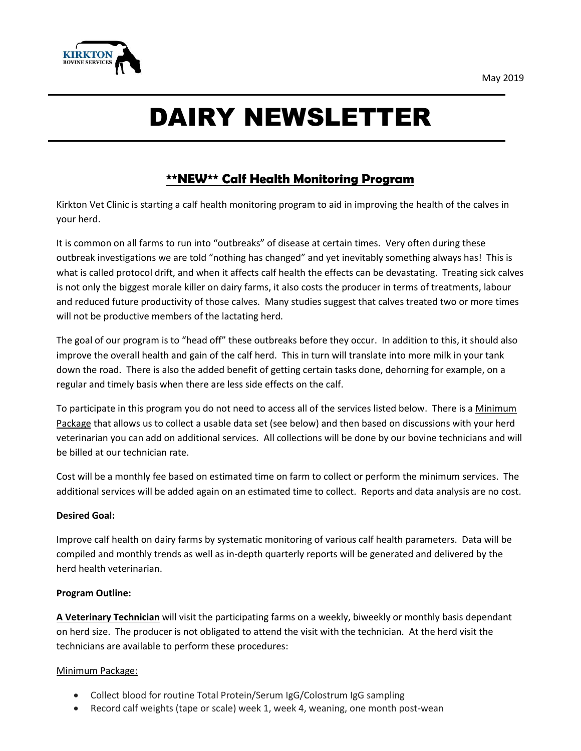May 2019

# DAIRY NEWSLETTER

## \*\*NEW\*\* Calf Health Monitoring Program

Kirkton Vet Clinic is starting a calf health monitoring program to aid in improving the health of the calves in your herd.

It is common on all farms to run into "outbreaks" of disease at certain times. Very often during these outbreak investigations we are told "nothing has changed" and yet inevitably something always has! This is what is called protocol drift, and when it affects calf health the effects can be devastating. Treating sick calves is not only the biggest morale killer on dairy farms, it also costs the producer in terms of treatments, labour and reduced future productivity of those calves. Many studies suggest that calves treated two or more times will not be productive members of the lactating herd.

The goal of our program is to "head off" these outbreaks before they occur. In addition to this, it should also improve the overall health and gain of the calf herd. This in turn will translate into more milk in your tank down the road. There is also the added benefit of getting certain tasks done, dehorning for example, on a regular and timely basis when there are less side effects on the calf.

To participate in this program you do not need to access all of the services listed below. There is a Minimum Package that allows us to collect a usable data set (see below) and then based on discussions with your herd veterinarian you can add on additional services. All collections will be done by our bovine technicians and will be billed at our technician rate.

Cost will be a monthly fee based on estimated time on farm to collect or perform the minimum services. The additional services will be added again on an estimated time to collect. Reports and data analysis are no cost.

**Desired Goal:**

Improve calf health on dairy farms by systematic monitoring of various calf health parameters. Data will be compiled and monthly trends as well as in-depth quarterly reports will be generated and delivered by the herd health veterinarian.

**Program Outline:**

**A Veterinary Technician** will visit the participating farms on a weekly, biweekly or monthly basis dependant on herd size. The producer is not obligated to attend the visit with the technician. At the herd visit the technicians are available to perform these procedures:

Minimum Package:

- Collect blood for routine Total Protein/Serum IgG/Colostrum IgG sampling
- Record calf weights (tape or scale) week 1, week 4, weaning, one month post-wean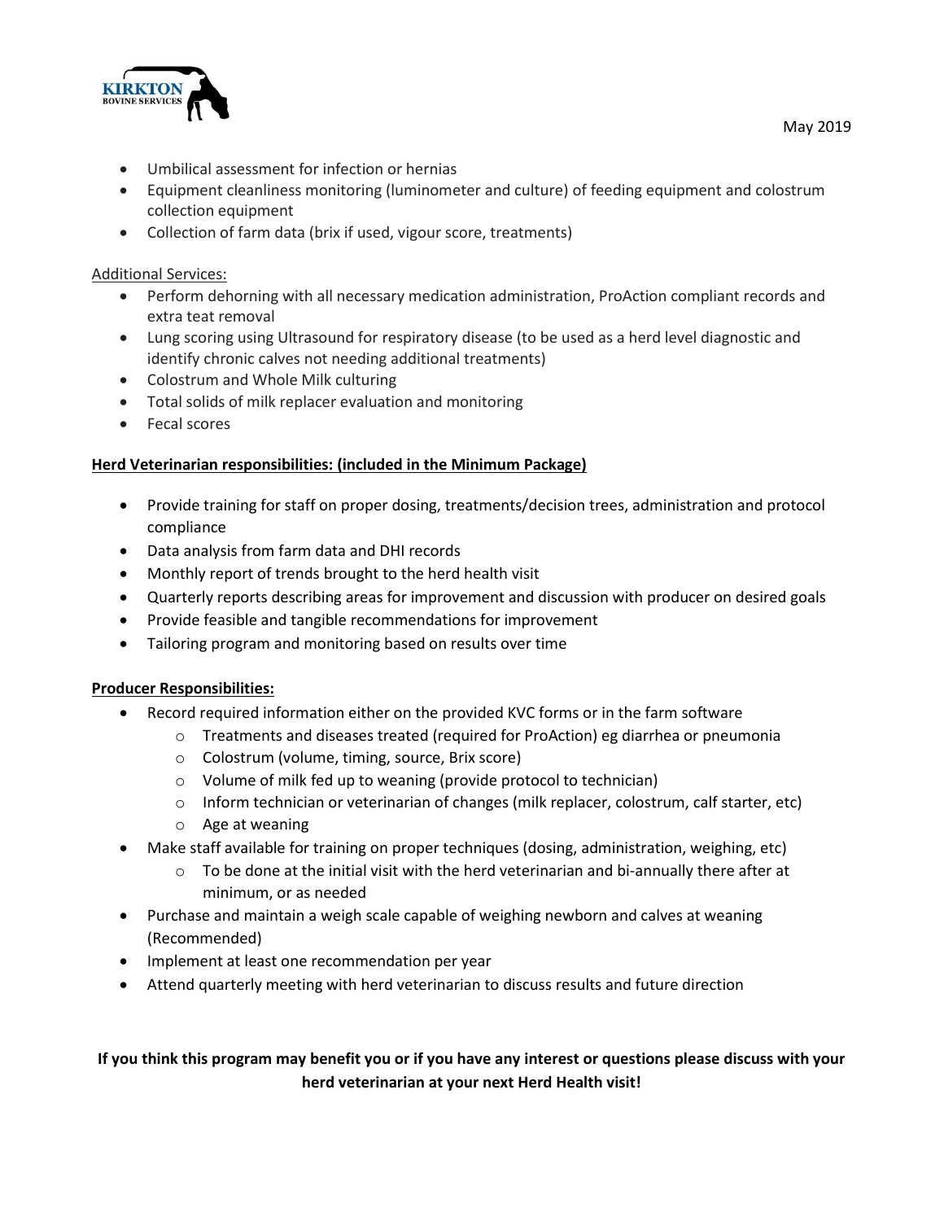- Umbilical assessment for infection or hernias
- Equipment cleanliness monitoring (luminometer and culture) of feeding equipment and colostrum collection equipment
- Collection of farm data (brix if used, vigour score, treatments)

Additional Services:

- Perform dehorning with all necessary medication administration, ProAction compliant records and extra teat removal
- Lung scoring using Ultrasound for respiratory disease (to be used as a herd level diagnostic and identify chronic calves not needing additional treatments)
- Colostrum and Whole Milk culturing
- Total solids of milk replacer evaluation and monitoring
- Fecal scores

**Herd Veterinarian responsibilities: (included in the Minimum Package)**

- Provide training for staff on proper dosing, treatments/decision trees, administration and protocol compliance
- Data analysis from farm data and DHI records
- Monthly report of trends brought to the herd health visit
- Quarterly reports describing areas for improvement and discussion with producer on desired goals
- Provide feasible and tangible recommendations for improvement
- Tailoring program and monitoring based on results over time

**Producer Responsibilities:**

- Record required information either on the provided KVC forms or in the farm software
  - Treatments and diseases treated (required for ProAction) eg diarrhea or pneumonia
  - Colostrum (volume, timing, source, Brix score)
  - Volume of milk fed up to weaning (provide protocol to technician)
  - Inform technician or veterinarian of changes (milk replacer, colostrum, calf starter, etc)
  - Age at weaning
- Make staff available for training on proper techniques (dosing, administration, weighing, etc)
  - To be done at the initial visit with the herd veterinarian and bi-annually there after at minimum, or as needed
- Purchase and maintain a weigh scale capable of weighing newborn and calves at weaning (Recommended)
- Implement at least one recommendation per year
- Attend quarterly meeting with herd veterinarian to discuss results and future direction

**If you think this program may benefit you or if you have any interest or questions please discuss with your herd veterinarian at your next Herd Health visit!**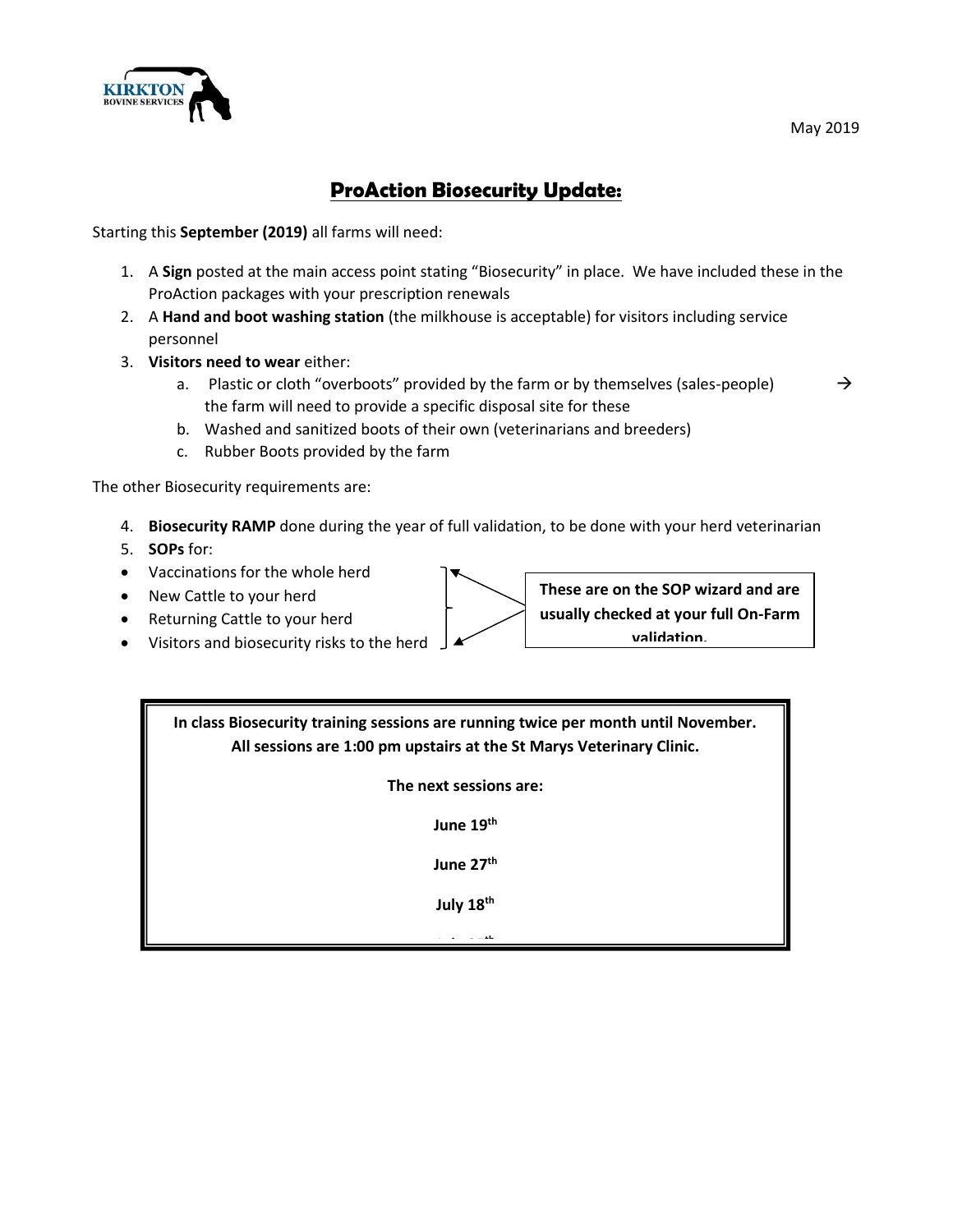May 2019

# ProAction Biosecurity Update:

Starting this **September (2019)** all farms will need:

1. A **Sign** posted at the main access point stating "Biosecurity" in place. We have included these in the ProAction packages with your prescription renewals
2. A **Hand and boot washing station** (the milkhouse is acceptable) for visitors including service personnel
3. **Visitors need to wear** either:
   a. Plastic or cloth "overboots" provided by the farm or by themselves (sales-people) → the farm will need to provide a specific disposal site for these
   b. Washed and sanitized boots of their own (veterinarians and breeders)
   c. Rubber Boots provided by the farm

The other Biosecurity requirements are:

4. **Biosecurity RAMP** done during the year of full validation, to be done with your herd veterinarian
5. **SOPs** for:

- Vaccinations for the whole herd
- New Cattle to your herd
- Returning Cattle to your herd
- Visitors and biosecurity risks to the herd

**These are on the SOP wizard and are usually checked at your full On-Farm validation.**

**In class Biosecurity training sessions are running twice per month until November. All sessions are 1:00 pm upstairs at the St Marys Veterinary Clinic.**

**The next sessions are:**

**June 19th**

**June 27th**

**July 18th**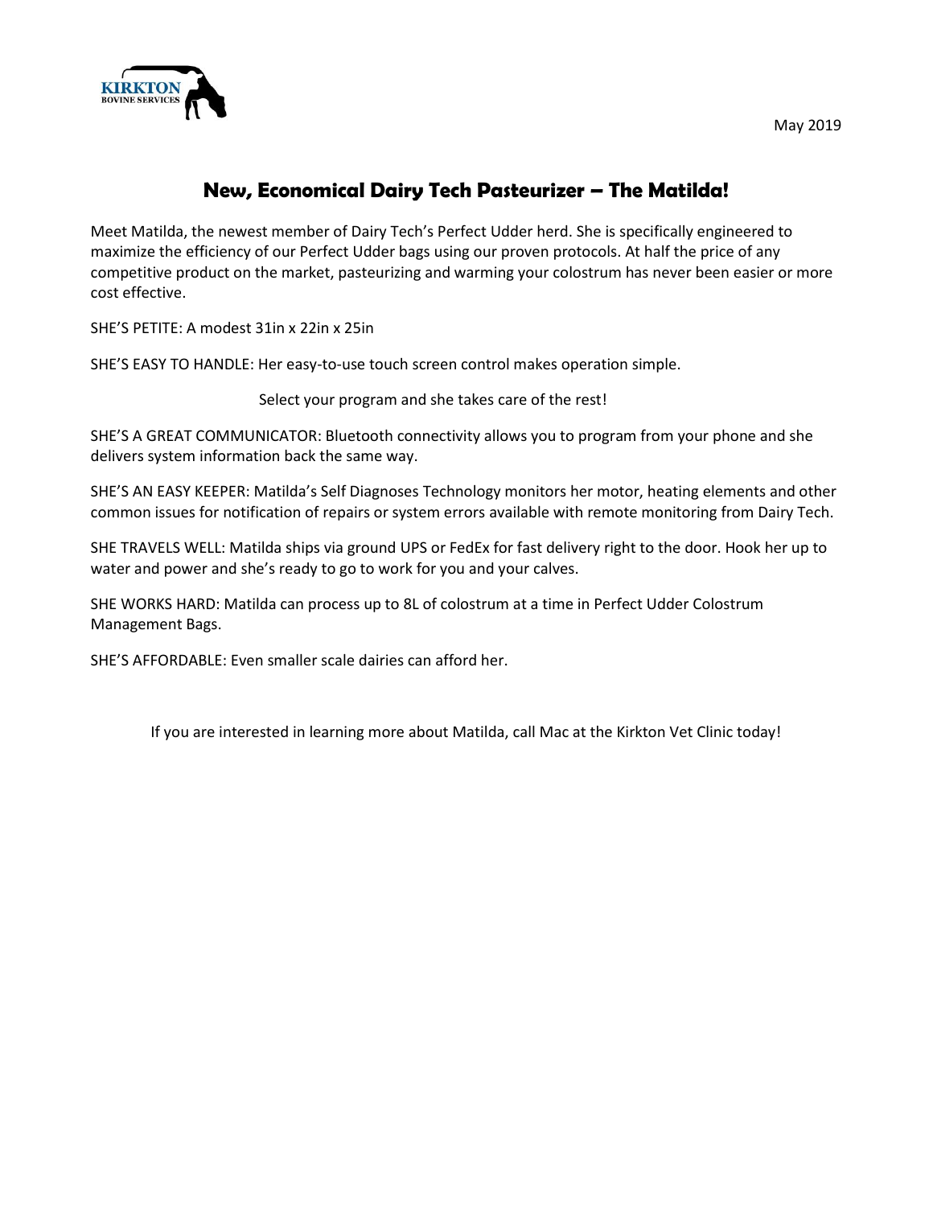KIRKTON
BOVINE SERVICES

May 2019

## New, Economical Dairy Tech Pasteurizer – The Matilda!

Meet Matilda, the newest member of Dairy Tech's Perfect Udder herd. She is specifically engineered to maximize the efficiency of our Perfect Udder bags using our proven protocols. At half the price of any competitive product on the market, pasteurizing and warming your colostrum has never been easier or more cost effective.

SHE'S PETITE: A modest 31in x 22in x 25in

SHE'S EASY TO HANDLE: Her easy-to-use touch screen control makes operation simple.

Select your program and she takes care of the rest!

SHE'S A GREAT COMMUNICATOR: Bluetooth connectivity allows you to program from your phone and she delivers system information back the same way.

SHE'S AN EASY KEEPER: Matilda's Self Diagnoses Technology monitors her motor, heating elements and other common issues for notification of repairs or system errors available with remote monitoring from Dairy Tech.

SHE TRAVELS WELL: Matilda ships via ground UPS or FedEx for fast delivery right to the door. Hook her up to water and power and she's ready to go to work for you and your calves.

SHE WORKS HARD: Matilda can process up to 8L of colostrum at a time in Perfect Udder Colostrum Management Bags.

SHE'S AFFORDABLE: Even smaller scale dairies can afford her.

If you are interested in learning more about Matilda, call Mac at the Kirkton Vet Clinic today!